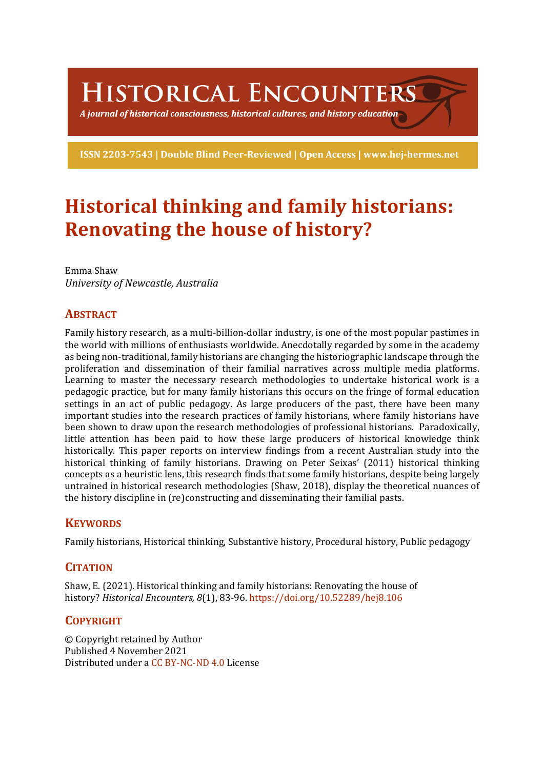# Historical Encounters

*A journal of historical consciousness, historical cultures, and history education*

**ISSN 2203-7543 | Double Blind Peer-Reviewed | Open Access | www.hej-hermes.net**

# Historical thinking and family historians: Renovating the house of history?

Emma Shaw
*University of Newcastle, Australia*

## Abstract

Family history research, as a multi-billion-dollar industry, is one of the most popular pastimes in the world with millions of enthusiasts worldwide. Anecdotally regarded by some in the academy as being non-traditional, family historians are changing the historiographic landscape through the proliferation and dissemination of their familial narratives across multiple media platforms. Learning to master the necessary research methodologies to undertake historical work is a pedagogic practice, but for many family historians this occurs on the fringe of formal education settings in an act of public pedagogy. As large producers of the past, there have been many important studies into the research practices of family historians, where family historians have been shown to draw upon the research methodologies of professional historians. Paradoxically, little attention has been paid to how these large producers of historical knowledge think historically. This paper reports on interview findings from a recent Australian study into the historical thinking of family historians. Drawing on Peter Seixas' (2011) historical thinking concepts as a heuristic lens, this research finds that some family historians, despite being largely untrained in historical research methodologies (Shaw, 2018), display the theoretical nuances of the history discipline in (re)constructing and disseminating their familial pasts.

## Keywords

Family historians, Historical thinking, Substantive history, Procedural history, Public pedagogy

## Citation

Shaw, E. (2021). Historical thinking and family historians: Renovating the house of history? *Historical Encounters, 8*(1), 83-96. https://doi.org/10.52289/hej8.106

## Copyright

© Copyright retained by Author
Published 4 November 2021
Distributed under a CC BY-NC-ND 4.0 License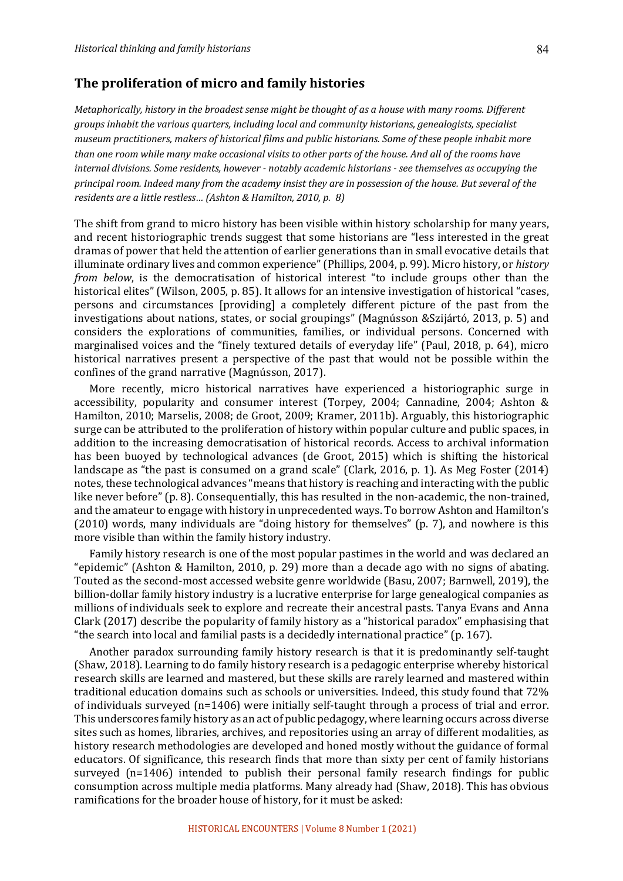## The proliferation of micro and family histories

*Metaphorically, history in the broadest sense might be thought of as a house with many rooms. Different groups inhabit the various quarters, including local and community historians, genealogists, specialist museum practitioners, makers of historical films and public historians. Some of these people inhabit more than one room while many make occasional visits to other parts of the house. And all of the rooms have internal divisions. Some residents, however - notably academic historians - see themselves as occupying the principal room. Indeed many from the academy insist they are in possession of the house. But several of the residents are a little restless… (Ashton & Hamilton, 2010, p. 8)*

The shift from grand to micro history has been visible within history scholarship for many years, and recent historiographic trends suggest that some historians are "less interested in the great dramas of power that held the attention of earlier generations than in small evocative details that illuminate ordinary lives and common experience" (Phillips, 2004, p. 99). Micro history, or *history from below*, is the democratisation of historical interest "to include groups other than the historical elites" (Wilson, 2005, p. 85). It allows for an intensive investigation of historical "cases, persons and circumstances [providing] a completely different picture of the past from the investigations about nations, states, or social groupings" (Magnússon &Szijártó, 2013, p. 5) and considers the explorations of communities, families, or individual persons. Concerned with marginalised voices and the "finely textured details of everyday life" (Paul, 2018, p. 64), micro historical narratives present a perspective of the past that would not be possible within the confines of the grand narrative (Magnússon, 2017).

More recently, micro historical narratives have experienced a historiographic surge in accessibility, popularity and consumer interest (Torpey, 2004; Cannadine, 2004; Ashton & Hamilton, 2010; Marselis, 2008; de Groot, 2009; Kramer, 2011b). Arguably, this historiographic surge can be attributed to the proliferation of history within popular culture and public spaces, in addition to the increasing democratisation of historical records. Access to archival information has been buoyed by technological advances (de Groot, 2015) which is shifting the historical landscape as "the past is consumed on a grand scale" (Clark, 2016, p. 1). As Meg Foster (2014) notes, these technological advances "means that history is reaching and interacting with the public like never before" (p. 8). Consequentially, this has resulted in the non-academic, the non-trained, and the amateur to engage with history in unprecedented ways. To borrow Ashton and Hamilton's (2010) words, many individuals are "doing history for themselves" (p. 7), and nowhere is this more visible than within the family history industry.

Family history research is one of the most popular pastimes in the world and was declared an "epidemic" (Ashton & Hamilton, 2010, p. 29) more than a decade ago with no signs of abating. Touted as the second-most accessed website genre worldwide (Basu, 2007; Barnwell, 2019), the billion-dollar family history industry is a lucrative enterprise for large genealogical companies as millions of individuals seek to explore and recreate their ancestral pasts. Tanya Evans and Anna Clark (2017) describe the popularity of family history as a "historical paradox" emphasising that "the search into local and familial pasts is a decidedly international practice" (p. 167).

Another paradox surrounding family history research is that it is predominantly self-taught (Shaw, 2018). Learning to do family history research is a pedagogic enterprise whereby historical research skills are learned and mastered, but these skills are rarely learned and mastered within traditional education domains such as schools or universities. Indeed, this study found that 72% of individuals surveyed (n=1406) were initially self-taught through a process of trial and error. This underscores family history as an act of public pedagogy, where learning occurs across diverse sites such as homes, libraries, archives, and repositories using an array of different modalities, as history research methodologies are developed and honed mostly without the guidance of formal educators. Of significance, this research finds that more than sixty per cent of family historians surveyed (n=1406) intended to publish their personal family research findings for public consumption across multiple media platforms. Many already had (Shaw, 2018). This has obvious ramifications for the broader house of history, for it must be asked: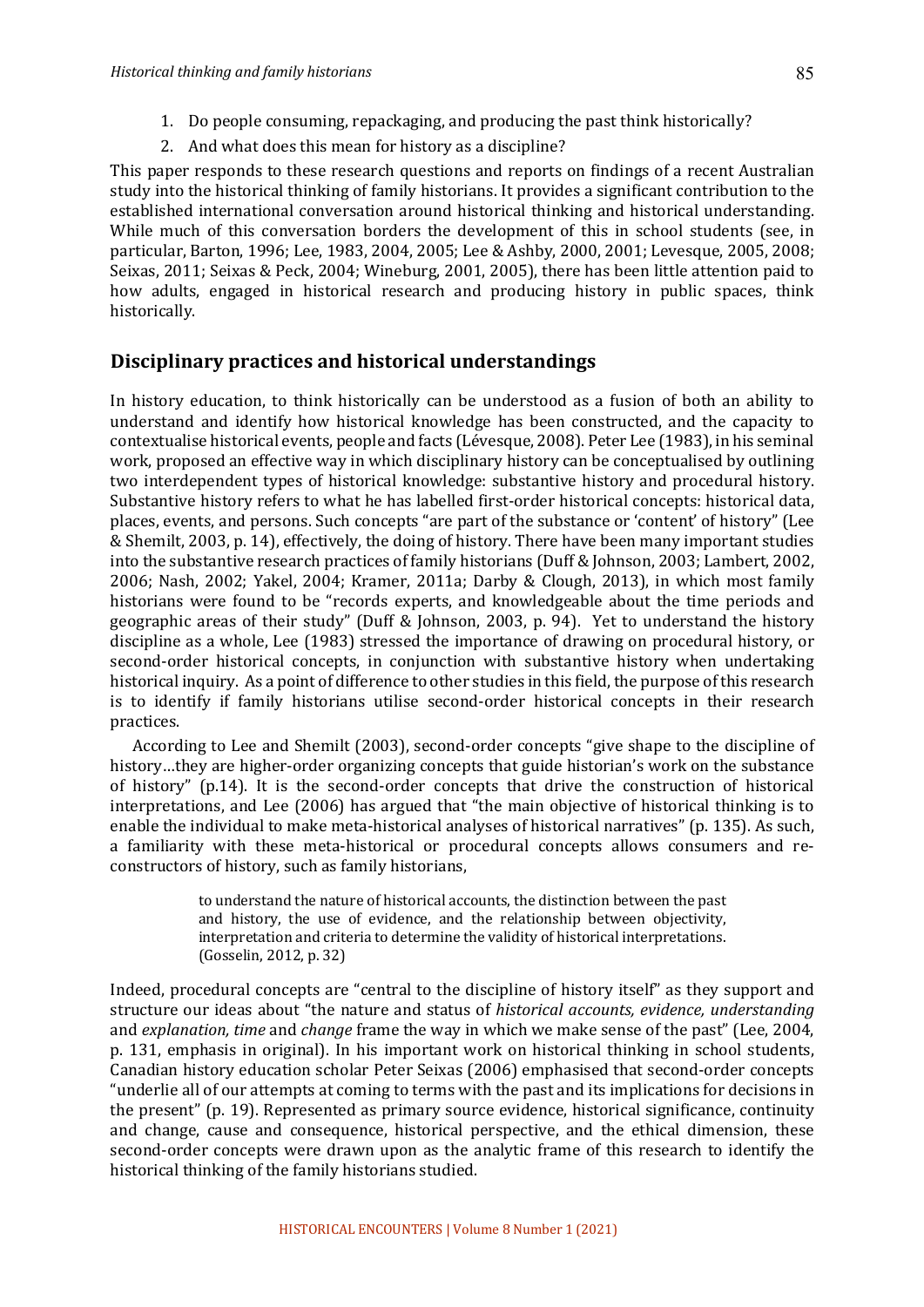1. Do people consuming, repackaging, and producing the past think historically?
2. And what does this mean for history as a discipline?

This paper responds to these research questions and reports on findings of a recent Australian study into the historical thinking of family historians. It provides a significant contribution to the established international conversation around historical thinking and historical understanding. While much of this conversation borders the development of this in school students (see, in particular, Barton, 1996; Lee, 1983, 2004, 2005; Lee & Ashby, 2000, 2001; Levesque, 2005, 2008; Seixas, 2011; Seixas & Peck, 2004; Wineburg, 2001, 2005), there has been little attention paid to how adults, engaged in historical research and producing history in public spaces, think historically.

## Disciplinary practices and historical understandings

In history education, to think historically can be understood as a fusion of both an ability to understand and identify how historical knowledge has been constructed, and the capacity to contextualise historical events, people and facts (Lévesque, 2008). Peter Lee (1983), in his seminal work, proposed an effective way in which disciplinary history can be conceptualised by outlining two interdependent types of historical knowledge: substantive history and procedural history. Substantive history refers to what he has labelled first-order historical concepts: historical data, places, events, and persons. Such concepts "are part of the substance or 'content' of history" (Lee & Shemilt, 2003, p. 14), effectively, the doing of history. There have been many important studies into the substantive research practices of family historians (Duff & Johnson, 2003; Lambert, 2002, 2006; Nash, 2002; Yakel, 2004; Kramer, 2011a; Darby & Clough, 2013), in which most family historians were found to be "records experts, and knowledgeable about the time periods and geographic areas of their study" (Duff & Johnson, 2003, p. 94). Yet to understand the history discipline as a whole, Lee (1983) stressed the importance of drawing on procedural history, or second-order historical concepts, in conjunction with substantive history when undertaking historical inquiry. As a point of difference to other studies in this field, the purpose of this research is to identify if family historians utilise second-order historical concepts in their research practices.

According to Lee and Shemilt (2003), second-order concepts "give shape to the discipline of history…they are higher-order organizing concepts that guide historian's work on the substance of history" (p.14). It is the second-order concepts that drive the construction of historical interpretations, and Lee (2006) has argued that "the main objective of historical thinking is to enable the individual to make meta-historical analyses of historical narratives" (p. 135). As such, a familiarity with these meta-historical or procedural concepts allows consumers and re-constructors of history, such as family historians,

> to understand the nature of historical accounts, the distinction between the past and history, the use of evidence, and the relationship between objectivity, interpretation and criteria to determine the validity of historical interpretations. (Gosselin, 2012, p. 32)

Indeed, procedural concepts are "central to the discipline of history itself" as they support and structure our ideas about "the nature and status of *historical accounts, evidence, understanding* and *explanation, time* and *change* frame the way in which we make sense of the past" (Lee, 2004, p. 131, emphasis in original). In his important work on historical thinking in school students, Canadian history education scholar Peter Seixas (2006) emphasised that second-order concepts "underlie all of our attempts at coming to terms with the past and its implications for decisions in the present" (p. 19). Represented as primary source evidence, historical significance, continuity and change, cause and consequence, historical perspective, and the ethical dimension, these second-order concepts were drawn upon as the analytic frame of this research to identify the historical thinking of the family historians studied.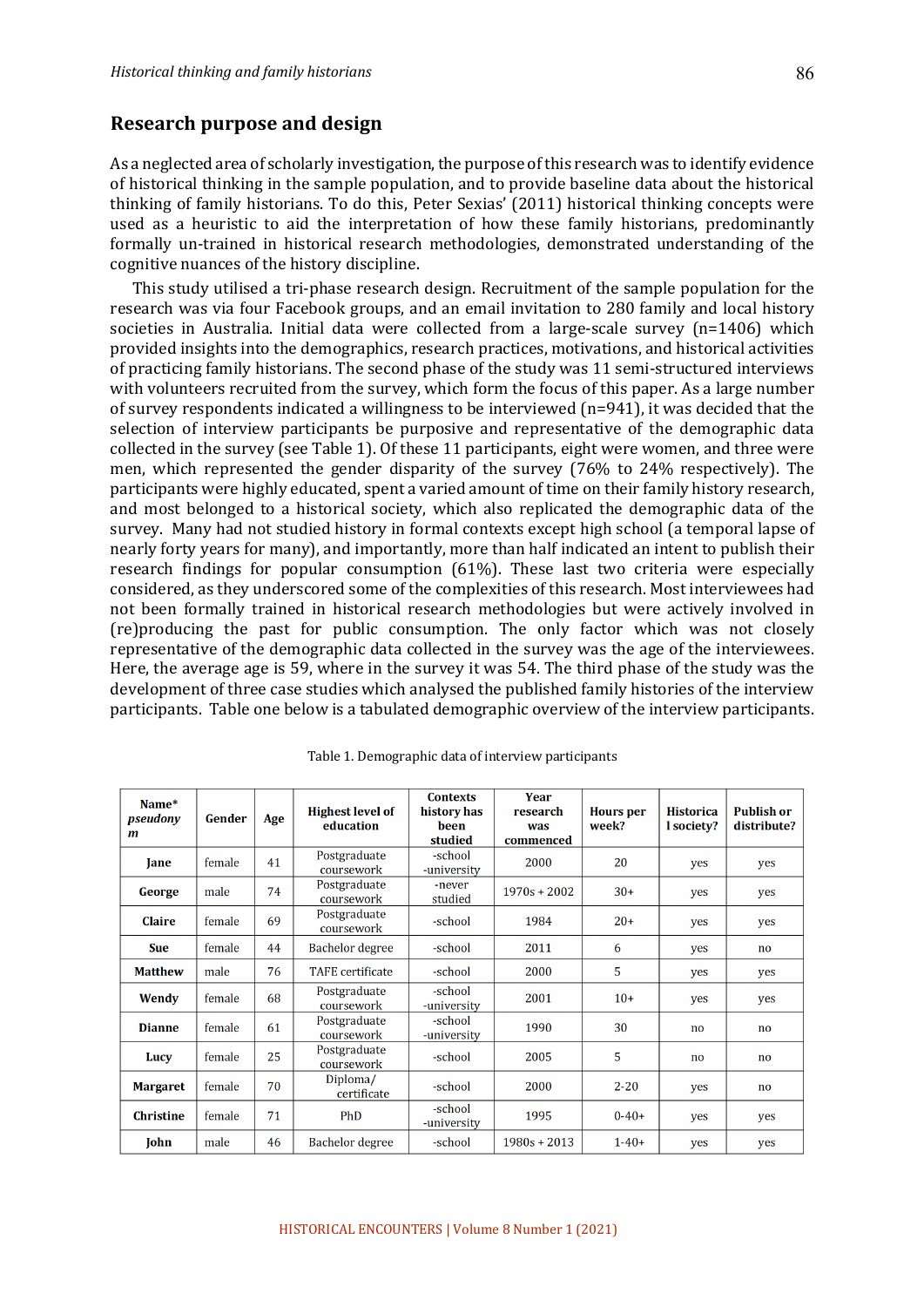## Research purpose and design

As a neglected area of scholarly investigation, the purpose of this research was to identify evidence of historical thinking in the sample population, and to provide baseline data about the historical thinking of family historians. To do this, Peter Sexias' (2011) historical thinking concepts were used as a heuristic to aid the interpretation of how these family historians, predominantly formally un-trained in historical research methodologies, demonstrated understanding of the cognitive nuances of the history discipline.

This study utilised a tri-phase research design. Recruitment of the sample population for the research was via four Facebook groups, and an email invitation to 280 family and local history societies in Australia. Initial data were collected from a large-scale survey (n=1406) which provided insights into the demographics, research practices, motivations, and historical activities of practicing family historians. The second phase of the study was 11 semi-structured interviews with volunteers recruited from the survey, which form the focus of this paper. As a large number of survey respondents indicated a willingness to be interviewed (n=941), it was decided that the selection of interview participants be purposive and representative of the demographic data collected in the survey (see Table 1). Of these 11 participants, eight were women, and three were men, which represented the gender disparity of the survey (76% to 24% respectively). The participants were highly educated, spent a varied amount of time on their family history research, and most belonged to a historical society, which also replicated the demographic data of the survey. Many had not studied history in formal contexts except high school (a temporal lapse of nearly forty years for many), and importantly, more than half indicated an intent to publish their research findings for popular consumption (61%). These last two criteria were especially considered, as they underscored some of the complexities of this research. Most interviewees had not been formally trained in historical research methodologies but were actively involved in (re)producing the past for public consumption. The only factor which was not closely representative of the demographic data collected in the survey was the age of the interviewees. Here, the average age is 59, where in the survey it was 54. The third phase of the study was the development of three case studies which analysed the published family histories of the interview participants. Table one below is a tabulated demographic overview of the interview participants.

Table 1. Demographic data of interview participants

| Name* *pseudonym* | Gender | Age | Highest level of education | Contexts history has been studied | Year research was commenced | Hours per week? | Historical society? | Publish or distribute? |
|---|---|---|---|---|---|---|---|---|
| **Jane** | female | 41 | Postgraduate coursework | -school -university | 2000 | 20 | yes | yes |
| **George** | male | 74 | Postgraduate coursework | -never studied | 1970s + 2002 | 30+ | yes | yes |
| **Claire** | female | 69 | Postgraduate coursework | -school | 1984 | 20+ | yes | yes |
| **Sue** | female | 44 | Bachelor degree | -school | 2011 | 6 | yes | no |
| **Matthew** | male | 76 | TAFE certificate | -school | 2000 | 5 | yes | yes |
| **Wendy** | female | 68 | Postgraduate coursework | -school -university | 2001 | 10+ | yes | yes |
| **Dianne** | female | 61 | Postgraduate coursework | -school -university | 1990 | 30 | no | no |
| **Lucy** | female | 25 | Postgraduate coursework | -school | 2005 | 5 | no | no |
| **Margaret** | female | 70 | Diploma/ certificate | -school | 2000 | 2-20 | yes | no |
| **Christine** | female | 71 | PhD | -school -university | 1995 | 0-40+ | yes | yes |
| **John** | male | 46 | Bachelor degree | -school | 1980s + 2013 | 1-40+ | yes | yes |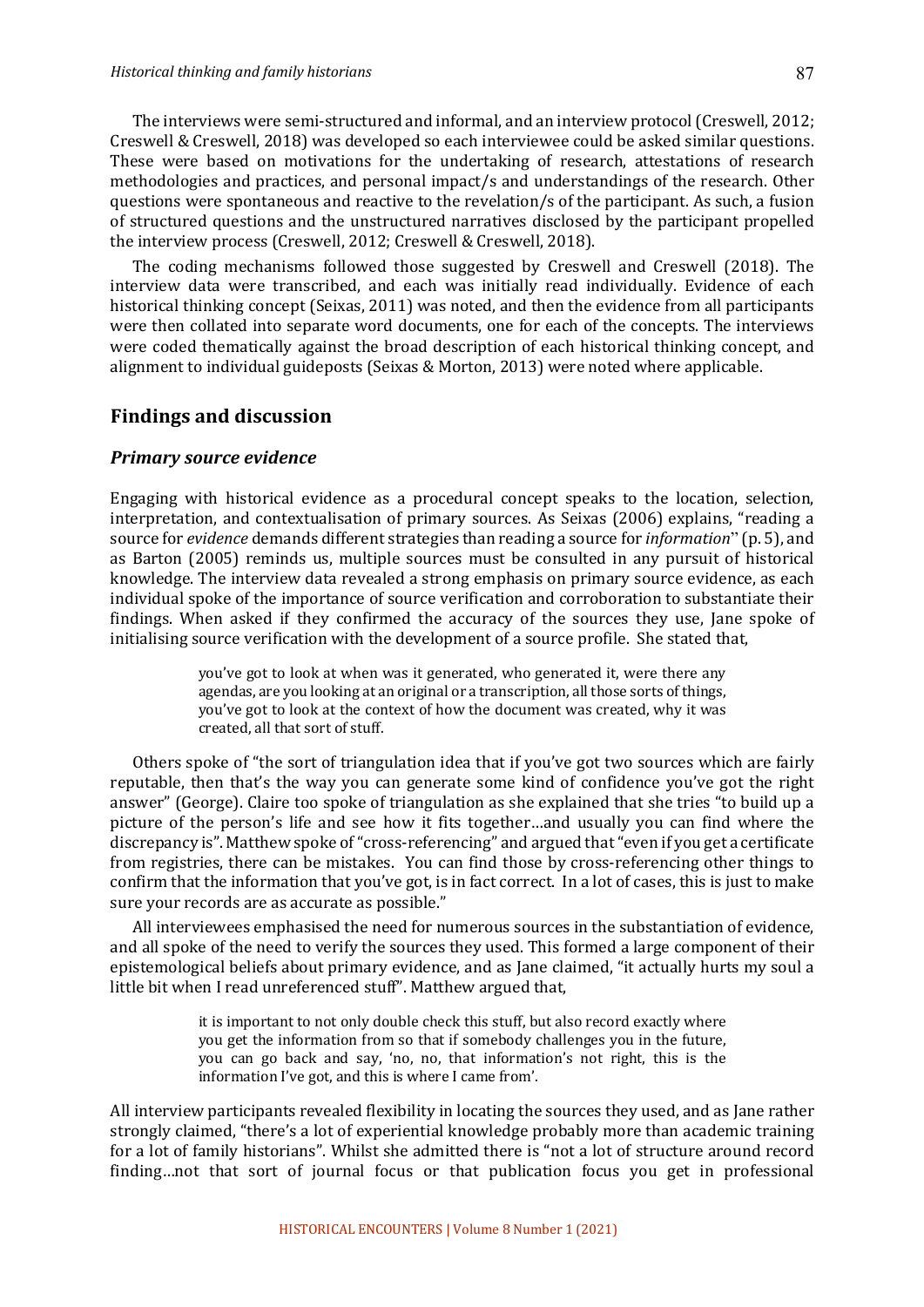The interviews were semi-structured and informal, and an interview protocol (Creswell, 2012; Creswell & Creswell, 2018) was developed so each interviewee could be asked similar questions. These were based on motivations for the undertaking of research, attestations of research methodologies and practices, and personal impact/s and understandings of the research. Other questions were spontaneous and reactive to the revelation/s of the participant. As such, a fusion of structured questions and the unstructured narratives disclosed by the participant propelled the interview process (Creswell, 2012; Creswell & Creswell, 2018).

The coding mechanisms followed those suggested by Creswell and Creswell (2018). The interview data were transcribed, and each was initially read individually. Evidence of each historical thinking concept (Seixas, 2011) was noted, and then the evidence from all participants were then collated into separate word documents, one for each of the concepts. The interviews were coded thematically against the broad description of each historical thinking concept, and alignment to individual guideposts (Seixas & Morton, 2013) were noted where applicable.

## Findings and discussion

### *Primary source evidence*

Engaging with historical evidence as a procedural concept speaks to the location, selection, interpretation, and contextualisation of primary sources. As Seixas (2006) explains, "reading a source for *evidence* demands different strategies than reading a source for *information*" (p. 5), and as Barton (2005) reminds us, multiple sources must be consulted in any pursuit of historical knowledge. The interview data revealed a strong emphasis on primary source evidence, as each individual spoke of the importance of source verification and corroboration to substantiate their findings. When asked if they confirmed the accuracy of the sources they use, Jane spoke of initialising source verification with the development of a source profile. She stated that,

> you've got to look at when was it generated, who generated it, were there any agendas, are you looking at an original or a transcription, all those sorts of things, you've got to look at the context of how the document was created, why it was created, all that sort of stuff.

Others spoke of "the sort of triangulation idea that if you've got two sources which are fairly reputable, then that's the way you can generate some kind of confidence you've got the right answer" (George). Claire too spoke of triangulation as she explained that she tries "to build up a picture of the person's life and see how it fits together…and usually you can find where the discrepancy is". Matthew spoke of "cross-referencing" and argued that "even if you get a certificate from registries, there can be mistakes. You can find those by cross-referencing other things to confirm that the information that you've got, is in fact correct. In a lot of cases, this is just to make sure your records are as accurate as possible."

All interviewees emphasised the need for numerous sources in the substantiation of evidence, and all spoke of the need to verify the sources they used. This formed a large component of their epistemological beliefs about primary evidence, and as Jane claimed, "it actually hurts my soul a little bit when I read unreferenced stuff". Matthew argued that,

> it is important to not only double check this stuff, but also record exactly where you get the information from so that if somebody challenges you in the future, you can go back and say, 'no, no, that information's not right, this is the information I've got, and this is where I came from'.

All interview participants revealed flexibility in locating the sources they used, and as Jane rather strongly claimed, "there's a lot of experiential knowledge probably more than academic training for a lot of family historians". Whilst she admitted there is "not a lot of structure around record finding…not that sort of journal focus or that publication focus you get in professional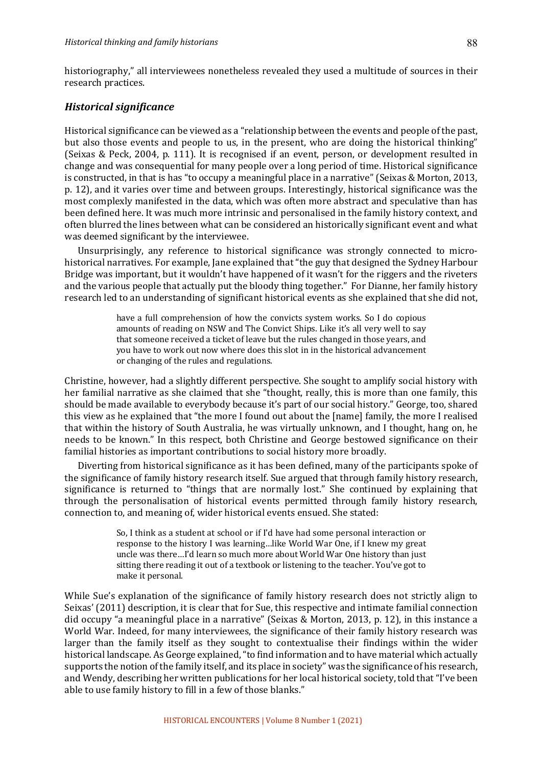historiography," all interviewees nonetheless revealed they used a multitude of sources in their research practices.

### *Historical significance*

Historical significance can be viewed as a "relationship between the events and people of the past, but also those events and people to us, in the present, who are doing the historical thinking" (Seixas & Peck, 2004, p. 111). It is recognised if an event, person, or development resulted in change and was consequential for many people over a long period of time. Historical significance is constructed, in that is has "to occupy a meaningful place in a narrative" (Seixas & Morton, 2013, p. 12), and it varies over time and between groups. Interestingly, historical significance was the most complexly manifested in the data, which was often more abstract and speculative than has been defined here. It was much more intrinsic and personalised in the family history context, and often blurred the lines between what can be considered an historically significant event and what was deemed significant by the interviewee.

Unsurprisingly, any reference to historical significance was strongly connected to micro-historical narratives. For example, Jane explained that "the guy that designed the Sydney Harbour Bridge was important, but it wouldn't have happened of it wasn't for the riggers and the riveters and the various people that actually put the bloody thing together." For Dianne, her family history research led to an understanding of significant historical events as she explained that she did not,

> have a full comprehension of how the convicts system works. So I do copious amounts of reading on NSW and The Convict Ships. Like it's all very well to say that someone received a ticket of leave but the rules changed in those years, and you have to work out now where does this slot in in the historical advancement or changing of the rules and regulations.

Christine, however, had a slightly different perspective. She sought to amplify social history with her familial narrative as she claimed that she "thought, really, this is more than one family, this should be made available to everybody because it's part of our social history." George, too, shared this view as he explained that "the more I found out about the [name] family, the more I realised that within the history of South Australia, he was virtually unknown, and I thought, hang on, he needs to be known." In this respect, both Christine and George bestowed significance on their familial histories as important contributions to social history more broadly.

Diverting from historical significance as it has been defined, many of the participants spoke of the significance of family history research itself. Sue argued that through family history research, significance is returned to "things that are normally lost." She continued by explaining that through the personalisation of historical events permitted through family history research, connection to, and meaning of, wider historical events ensued. She stated:

> So, I think as a student at school or if I'd have had some personal interaction or response to the history I was learning…like World War One, if I knew my great uncle was there…I'd learn so much more about World War One history than just sitting there reading it out of a textbook or listening to the teacher. You've got to make it personal.

While Sue's explanation of the significance of family history research does not strictly align to Seixas' (2011) description, it is clear that for Sue, this respective and intimate familial connection did occupy "a meaningful place in a narrative" (Seixas & Morton, 2013, p. 12), in this instance a World War. Indeed, for many interviewees, the significance of their family history research was larger than the family itself as they sought to contextualise their findings within the wider historical landscape. As George explained, "to find information and to have material which actually supports the notion of the family itself, and its place in society" was the significance of his research, and Wendy, describing her written publications for her local historical society, told that "I've been able to use family history to fill in a few of those blanks."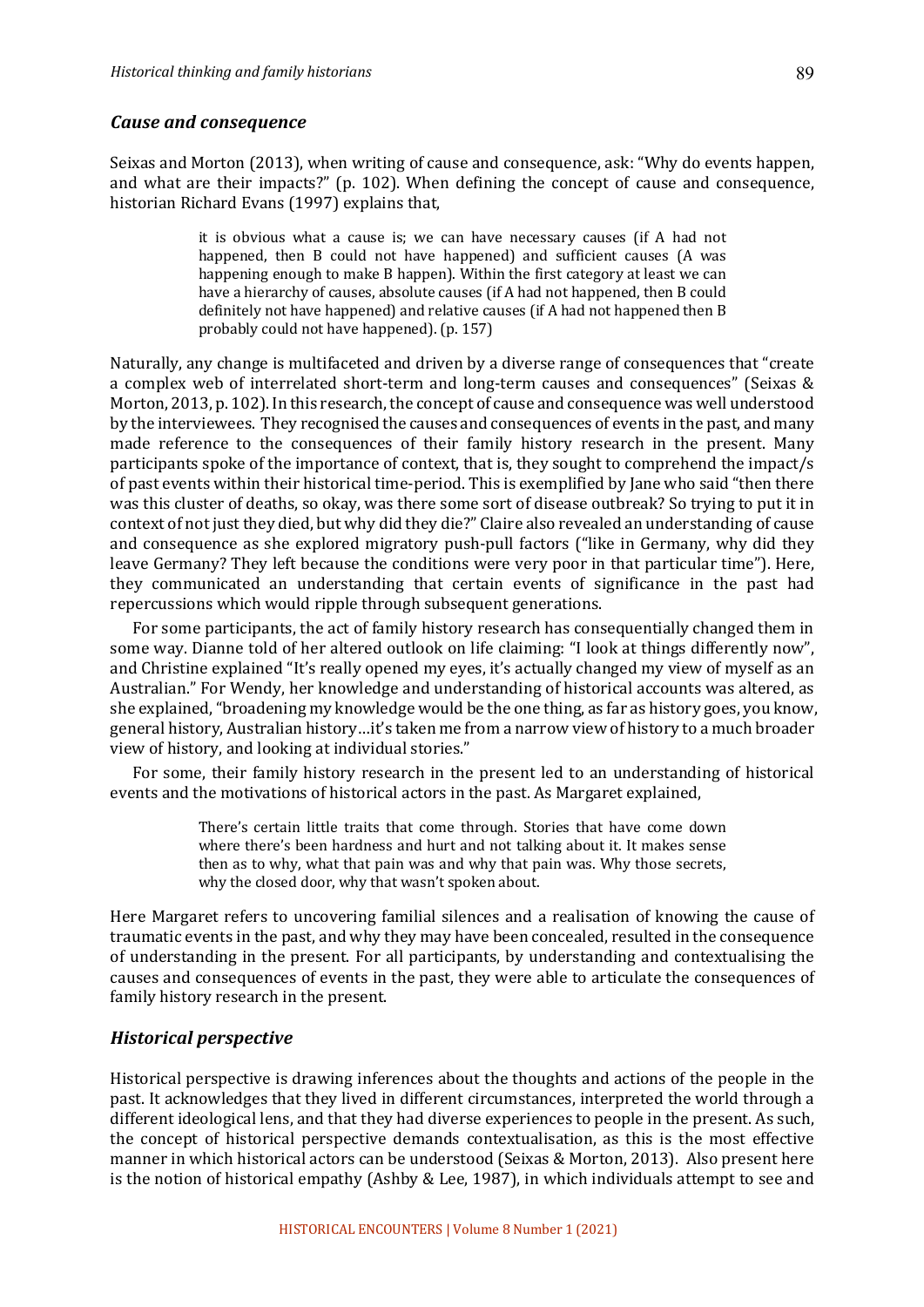### *Cause and consequence*

Seixas and Morton (2013), when writing of cause and consequence, ask: "Why do events happen, and what are their impacts?" (p. 102). When defining the concept of cause and consequence, historian Richard Evans (1997) explains that,

> it is obvious what a cause is; we can have necessary causes (if A had not happened, then B could not have happened) and sufficient causes (A was happening enough to make B happen). Within the first category at least we can have a hierarchy of causes, absolute causes (if A had not happened, then B could definitely not have happened) and relative causes (if A had not happened then B probably could not have happened). (p. 157)

Naturally, any change is multifaceted and driven by a diverse range of consequences that "create a complex web of interrelated short-term and long-term causes and consequences" (Seixas & Morton, 2013, p. 102). In this research, the concept of cause and consequence was well understood by the interviewees. They recognised the causes and consequences of events in the past, and many made reference to the consequences of their family history research in the present. Many participants spoke of the importance of context, that is, they sought to comprehend the impact/s of past events within their historical time-period. This is exemplified by Jane who said "then there was this cluster of deaths, so okay, was there some sort of disease outbreak? So trying to put it in context of not just they died, but why did they die?" Claire also revealed an understanding of cause and consequence as she explored migratory push-pull factors ("like in Germany, why did they leave Germany? They left because the conditions were very poor in that particular time"). Here, they communicated an understanding that certain events of significance in the past had repercussions which would ripple through subsequent generations.

For some participants, the act of family history research has consequentially changed them in some way. Dianne told of her altered outlook on life claiming: "I look at things differently now", and Christine explained "It's really opened my eyes, it's actually changed my view of myself as an Australian." For Wendy, her knowledge and understanding of historical accounts was altered, as she explained, "broadening my knowledge would be the one thing, as far as history goes, you know, general history, Australian history…it's taken me from a narrow view of history to a much broader view of history, and looking at individual stories."

For some, their family history research in the present led to an understanding of historical events and the motivations of historical actors in the past. As Margaret explained,

> There's certain little traits that come through. Stories that have come down where there's been hardness and hurt and not talking about it. It makes sense then as to why, what that pain was and why that pain was. Why those secrets, why the closed door, why that wasn't spoken about.

Here Margaret refers to uncovering familial silences and a realisation of knowing the cause of traumatic events in the past, and why they may have been concealed, resulted in the consequence of understanding in the present. For all participants, by understanding and contextualising the causes and consequences of events in the past, they were able to articulate the consequences of family history research in the present.

### *Historical perspective*

Historical perspective is drawing inferences about the thoughts and actions of the people in the past. It acknowledges that they lived in different circumstances, interpreted the world through a different ideological lens, and that they had diverse experiences to people in the present. As such, the concept of historical perspective demands contextualisation, as this is the most effective manner in which historical actors can be understood (Seixas & Morton, 2013). Also present here is the notion of historical empathy (Ashby & Lee, 1987), in which individuals attempt to see and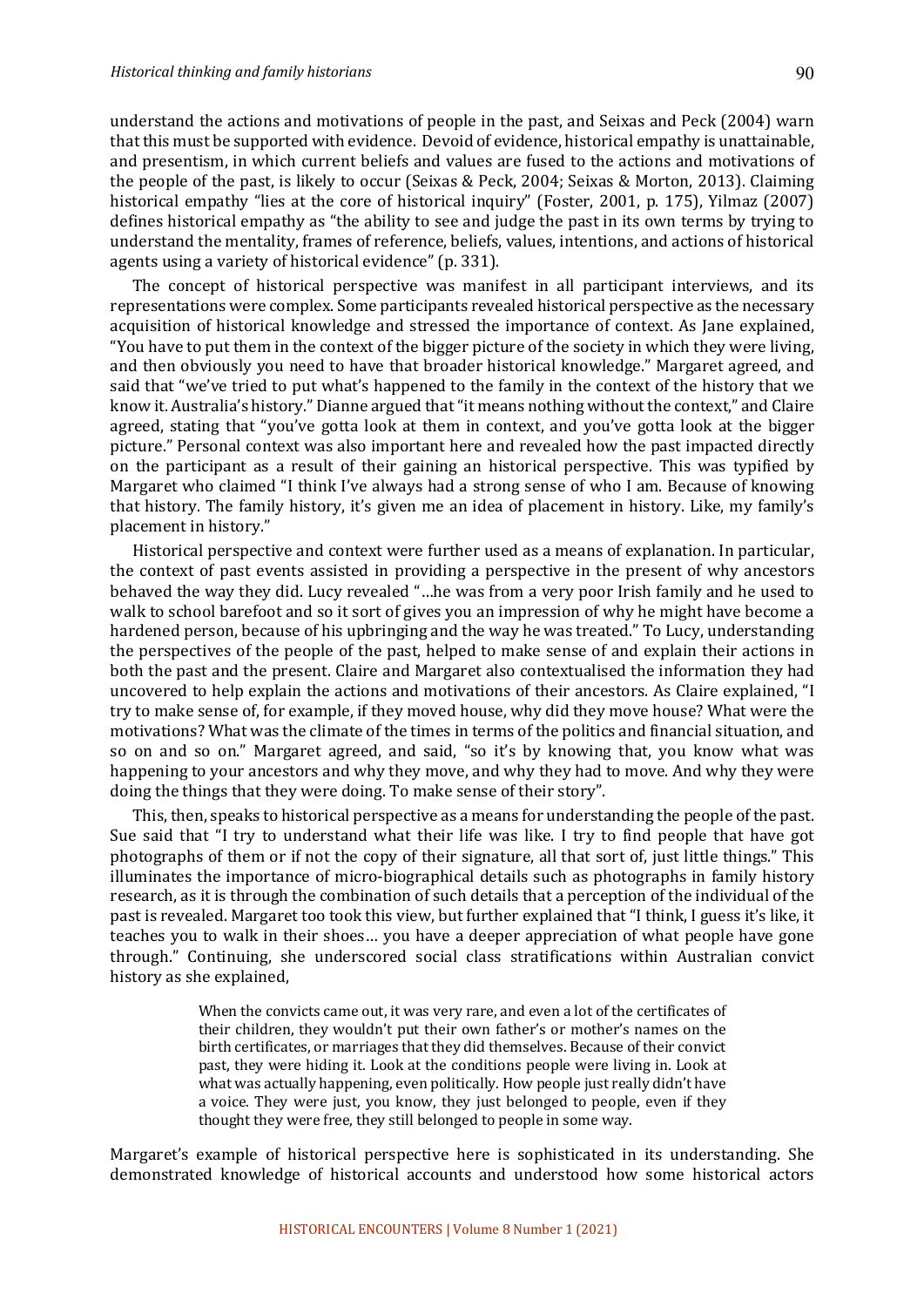understand the actions and motivations of people in the past, and Seixas and Peck (2004) warn that this must be supported with evidence. Devoid of evidence, historical empathy is unattainable, and presentism, in which current beliefs and values are fused to the actions and motivations of the people of the past, is likely to occur (Seixas & Peck, 2004; Seixas & Morton, 2013). Claiming historical empathy "lies at the core of historical inquiry" (Foster, 2001, p. 175), Yilmaz (2007) defines historical empathy as "the ability to see and judge the past in its own terms by trying to understand the mentality, frames of reference, beliefs, values, intentions, and actions of historical agents using a variety of historical evidence" (p. 331).

The concept of historical perspective was manifest in all participant interviews, and its representations were complex. Some participants revealed historical perspective as the necessary acquisition of historical knowledge and stressed the importance of context. As Jane explained, "You have to put them in the context of the bigger picture of the society in which they were living, and then obviously you need to have that broader historical knowledge." Margaret agreed, and said that "we've tried to put what's happened to the family in the context of the history that we know it. Australia's history." Dianne argued that "it means nothing without the context," and Claire agreed, stating that "you've gotta look at them in context, and you've gotta look at the bigger picture." Personal context was also important here and revealed how the past impacted directly on the participant as a result of their gaining an historical perspective. This was typified by Margaret who claimed "I think I've always had a strong sense of who I am. Because of knowing that history. The family history, it's given me an idea of placement in history. Like, my family's placement in history."

Historical perspective and context were further used as a means of explanation. In particular, the context of past events assisted in providing a perspective in the present of why ancestors behaved the way they did. Lucy revealed "…he was from a very poor Irish family and he used to walk to school barefoot and so it sort of gives you an impression of why he might have become a hardened person, because of his upbringing and the way he was treated." To Lucy, understanding the perspectives of the people of the past, helped to make sense of and explain their actions in both the past and the present. Claire and Margaret also contextualised the information they had uncovered to help explain the actions and motivations of their ancestors. As Claire explained, "I try to make sense of, for example, if they moved house, why did they move house? What were the motivations? What was the climate of the times in terms of the politics and financial situation, and so on and so on." Margaret agreed, and said, "so it's by knowing that, you know what was happening to your ancestors and why they move, and why they had to move. And why they were doing the things that they were doing. To make sense of their story".

This, then, speaks to historical perspective as a means for understanding the people of the past. Sue said that "I try to understand what their life was like. I try to find people that have got photographs of them or if not the copy of their signature, all that sort of, just little things." This illuminates the importance of micro-biographical details such as photographs in family history research, as it is through the combination of such details that a perception of the individual of the past is revealed. Margaret too took this view, but further explained that "I think, I guess it's like, it teaches you to walk in their shoes… you have a deeper appreciation of what people have gone through." Continuing, she underscored social class stratifications within Australian convict history as she explained,

> When the convicts came out, it was very rare, and even a lot of the certificates of their children, they wouldn't put their own father's or mother's names on the birth certificates, or marriages that they did themselves. Because of their convict past, they were hiding it. Look at the conditions people were living in. Look at what was actually happening, even politically. How people just really didn't have a voice. They were just, you know, they just belonged to people, even if they thought they were free, they still belonged to people in some way.

Margaret's example of historical perspective here is sophisticated in its understanding. She demonstrated knowledge of historical accounts and understood how some historical actors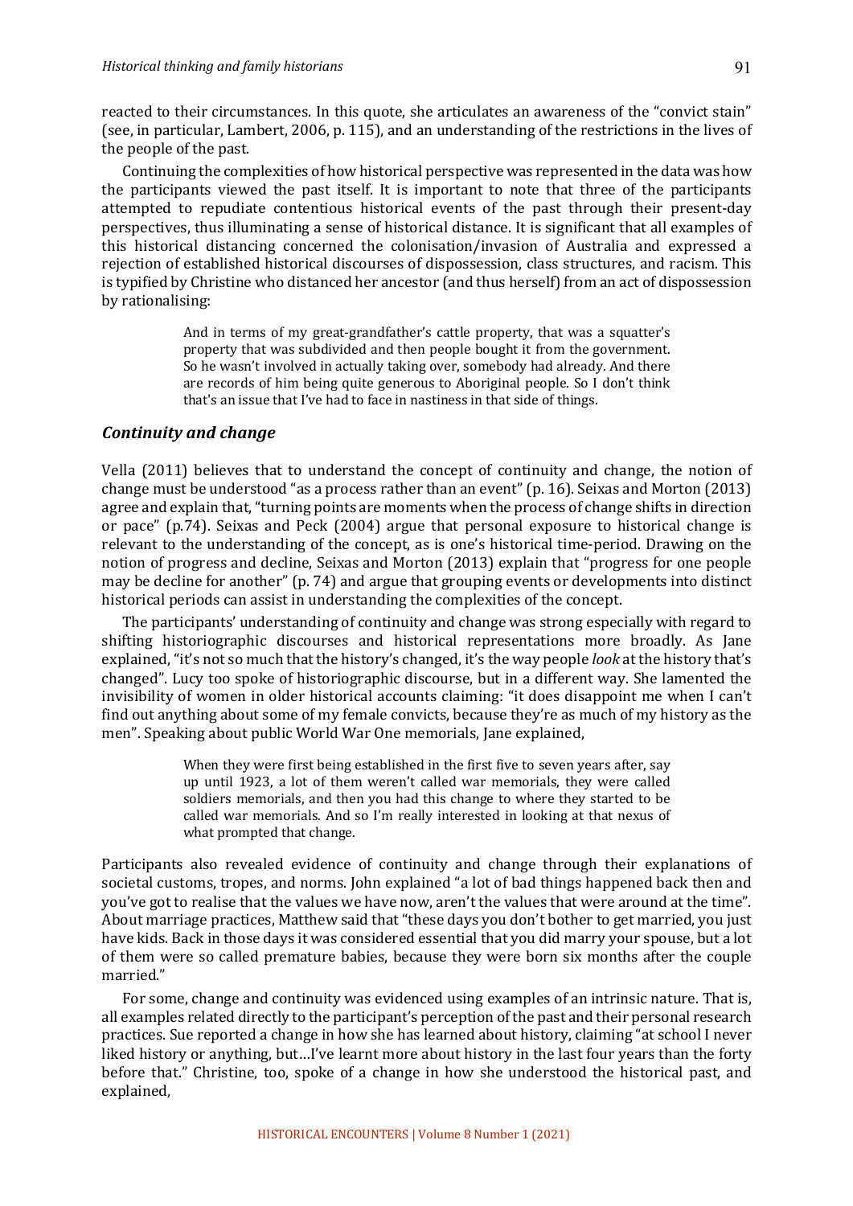reacted to their circumstances. In this quote, she articulates an awareness of the "convict stain" (see, in particular, Lambert, 2006, p. 115), and an understanding of the restrictions in the lives of the people of the past.

Continuing the complexities of how historical perspective was represented in the data was how the participants viewed the past itself. It is important to note that three of the participants attempted to repudiate contentious historical events of the past through their present-day perspectives, thus illuminating a sense of historical distance. It is significant that all examples of this historical distancing concerned the colonisation/invasion of Australia and expressed a rejection of established historical discourses of dispossession, class structures, and racism. This is typified by Christine who distanced her ancestor (and thus herself) from an act of dispossession by rationalising:

> And in terms of my great-grandfather's cattle property, that was a squatter's property that was subdivided and then people bought it from the government. So he wasn't involved in actually taking over, somebody had already. And there are records of him being quite generous to Aboriginal people. So I don't think that's an issue that I've had to face in nastiness in that side of things.

### *Continuity and change*

Vella (2011) believes that to understand the concept of continuity and change, the notion of change must be understood "as a process rather than an event" (p. 16). Seixas and Morton (2013) agree and explain that, "turning points are moments when the process of change shifts in direction or pace" (p.74). Seixas and Peck (2004) argue that personal exposure to historical change is relevant to the understanding of the concept, as is one's historical time-period. Drawing on the notion of progress and decline, Seixas and Morton (2013) explain that "progress for one people may be decline for another" (p. 74) and argue that grouping events or developments into distinct historical periods can assist in understanding the complexities of the concept.

The participants' understanding of continuity and change was strong especially with regard to shifting historiographic discourses and historical representations more broadly. As Jane explained, "it's not so much that the history's changed, it's the way people *look* at the history that's changed". Lucy too spoke of historiographic discourse, but in a different way. She lamented the invisibility of women in older historical accounts claiming: "it does disappoint me when I can't find out anything about some of my female convicts, because they're as much of my history as the men". Speaking about public World War One memorials, Jane explained,

> When they were first being established in the first five to seven years after, say up until 1923, a lot of them weren't called war memorials, they were called soldiers memorials, and then you had this change to where they started to be called war memorials. And so I'm really interested in looking at that nexus of what prompted that change.

Participants also revealed evidence of continuity and change through their explanations of societal customs, tropes, and norms. John explained "a lot of bad things happened back then and you've got to realise that the values we have now, aren't the values that were around at the time". About marriage practices, Matthew said that "these days you don't bother to get married, you just have kids. Back in those days it was considered essential that you did marry your spouse, but a lot of them were so called premature babies, because they were born six months after the couple married."

For some, change and continuity was evidenced using examples of an intrinsic nature. That is, all examples related directly to the participant's perception of the past and their personal research practices. Sue reported a change in how she has learned about history, claiming "at school I never liked history or anything, but…I've learnt more about history in the last four years than the forty before that." Christine, too, spoke of a change in how she understood the historical past, and explained,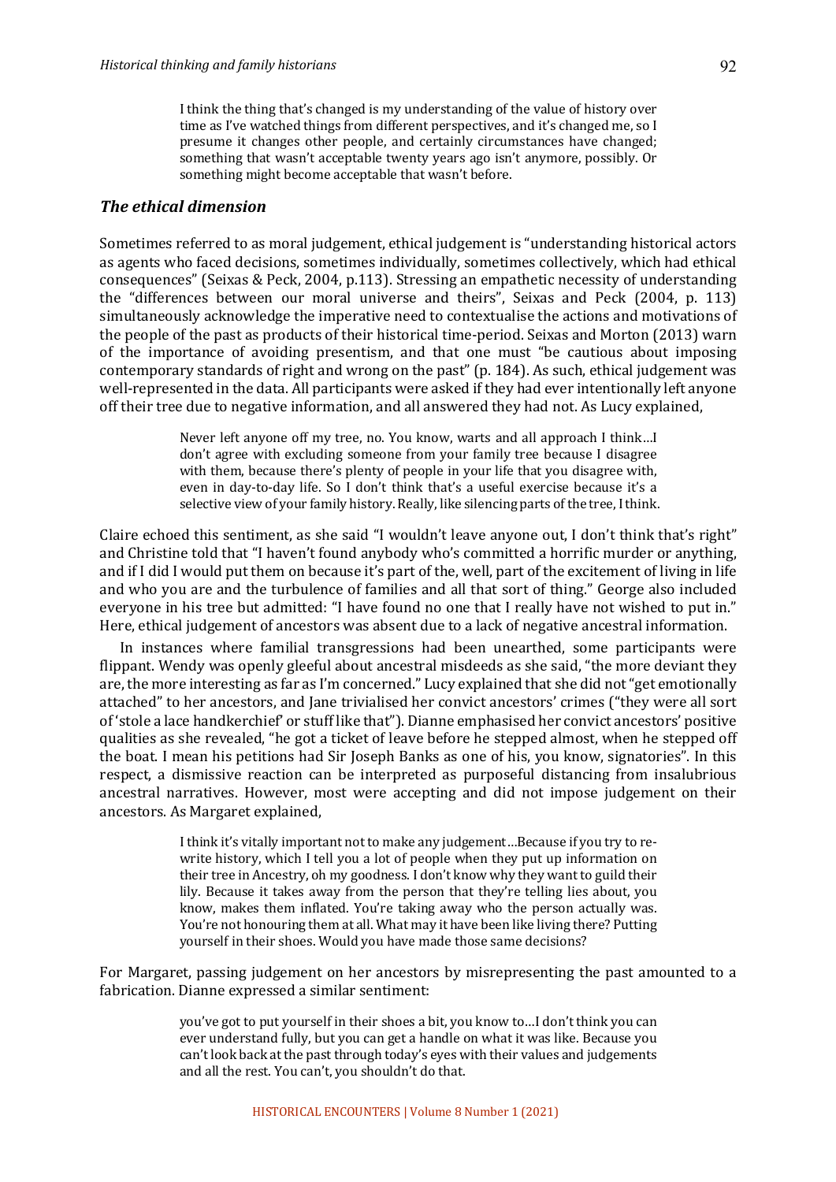> I think the thing that's changed is my understanding of the value of history over time as I've watched things from different perspectives, and it's changed me, so I presume it changes other people, and certainly circumstances have changed; something that wasn't acceptable twenty years ago isn't anymore, possibly. Or something might become acceptable that wasn't before.

### *The ethical dimension*

Sometimes referred to as moral judgement, ethical judgement is "understanding historical actors as agents who faced decisions, sometimes individually, sometimes collectively, which had ethical consequences" (Seixas & Peck, 2004, p.113). Stressing an empathetic necessity of understanding the "differences between our moral universe and theirs", Seixas and Peck (2004, p. 113) simultaneously acknowledge the imperative need to contextualise the actions and motivations of the people of the past as products of their historical time-period. Seixas and Morton (2013) warn of the importance of avoiding presentism, and that one must "be cautious about imposing contemporary standards of right and wrong on the past" (p. 184). As such, ethical judgement was well-represented in the data. All participants were asked if they had ever intentionally left anyone off their tree due to negative information, and all answered they had not. As Lucy explained,

> Never left anyone off my tree, no. You know, warts and all approach I think…I don't agree with excluding someone from your family tree because I disagree with them, because there's plenty of people in your life that you disagree with, even in day-to-day life. So I don't think that's a useful exercise because it's a selective view of your family history. Really, like silencing parts of the tree, I think.

Claire echoed this sentiment, as she said "I wouldn't leave anyone out, I don't think that's right" and Christine told that "I haven't found anybody who's committed a horrific murder or anything, and if I did I would put them on because it's part of the, well, part of the excitement of living in life and who you are and the turbulence of families and all that sort of thing." George also included everyone in his tree but admitted: "I have found no one that I really have not wished to put in." Here, ethical judgement of ancestors was absent due to a lack of negative ancestral information.

In instances where familial transgressions had been unearthed, some participants were flippant. Wendy was openly gleeful about ancestral misdeeds as she said, "the more deviant they are, the more interesting as far as I'm concerned." Lucy explained that she did not "get emotionally attached" to her ancestors, and Jane trivialised her convict ancestors' crimes ("they were all sort of 'stole a lace handkerchief' or stuff like that"). Dianne emphasised her convict ancestors' positive qualities as she revealed, "he got a ticket of leave before he stepped almost, when he stepped off the boat. I mean his petitions had Sir Joseph Banks as one of his, you know, signatories". In this respect, a dismissive reaction can be interpreted as purposeful distancing from insalubrious ancestral narratives. However, most were accepting and did not impose judgement on their ancestors. As Margaret explained,

> I think it's vitally important not to make any judgement…Because if you try to re-write history, which I tell you a lot of people when they put up information on their tree in Ancestry, oh my goodness. I don't know why they want to guild their lily. Because it takes away from the person that they're telling lies about, you know, makes them inflated. You're taking away who the person actually was. You're not honouring them at all. What may it have been like living there? Putting yourself in their shoes. Would you have made those same decisions?

For Margaret, passing judgement on her ancestors by misrepresenting the past amounted to a fabrication. Dianne expressed a similar sentiment:

> you've got to put yourself in their shoes a bit, you know to…I don't think you can ever understand fully, but you can get a handle on what it was like. Because you can't look back at the past through today's eyes with their values and judgements and all the rest. You can't, you shouldn't do that.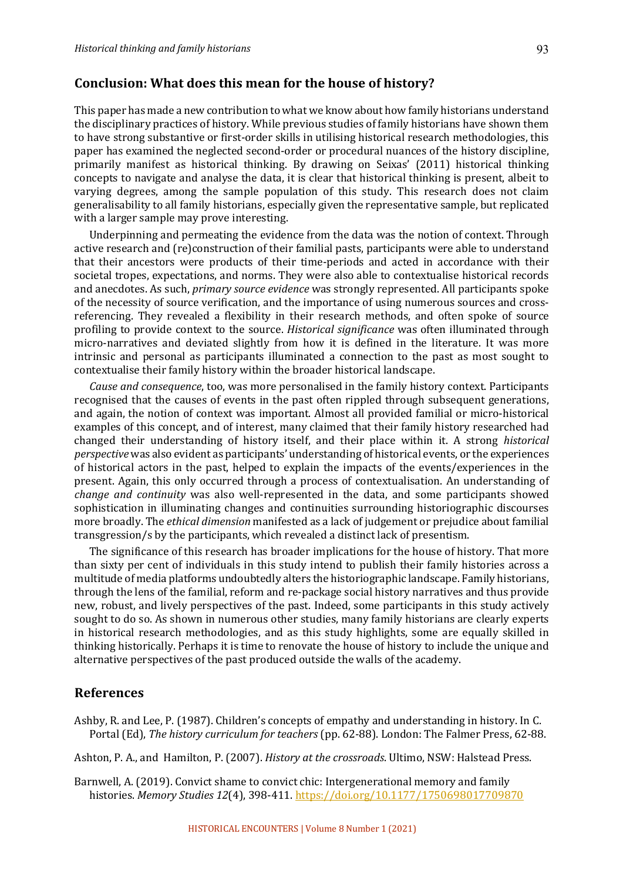## Conclusion: What does this mean for the house of history?

This paper has made a new contribution to what we know about how family historians understand the disciplinary practices of history. While previous studies of family historians have shown them to have strong substantive or first-order skills in utilising historical research methodologies, this paper has examined the neglected second-order or procedural nuances of the history discipline, primarily manifest as historical thinking. By drawing on Seixas' (2011) historical thinking concepts to navigate and analyse the data, it is clear that historical thinking is present, albeit to varying degrees, among the sample population of this study. This research does not claim generalisability to all family historians, especially given the representative sample, but replicated with a larger sample may prove interesting.

Underpinning and permeating the evidence from the data was the notion of context. Through active research and (re)construction of their familial pasts, participants were able to understand that their ancestors were products of their time-periods and acted in accordance with their societal tropes, expectations, and norms. They were also able to contextualise historical records and anecdotes. As such, *primary source evidence* was strongly represented. All participants spoke of the necessity of source verification, and the importance of using numerous sources and cross-referencing. They revealed a flexibility in their research methods, and often spoke of source profiling to provide context to the source. *Historical significance* was often illuminated through micro-narratives and deviated slightly from how it is defined in the literature. It was more intrinsic and personal as participants illuminated a connection to the past as most sought to contextualise their family history within the broader historical landscape.

*Cause and consequence*, too, was more personalised in the family history context. Participants recognised that the causes of events in the past often rippled through subsequent generations, and again, the notion of context was important. Almost all provided familial or micro-historical examples of this concept, and of interest, many claimed that their family history researched had changed their understanding of history itself, and their place within it. A strong *historical perspective* was also evident as participants' understanding of historical events, or the experiences of historical actors in the past, helped to explain the impacts of the events/experiences in the present. Again, this only occurred through a process of contextualisation. An understanding of *change and continuity* was also well-represented in the data, and some participants showed sophistication in illuminating changes and continuities surrounding historiographic discourses more broadly. The *ethical dimension* manifested as a lack of judgement or prejudice about familial transgression/s by the participants, which revealed a distinct lack of presentism.

The significance of this research has broader implications for the house of history. That more than sixty per cent of individuals in this study intend to publish their family histories across a multitude of media platforms undoubtedly alters the historiographic landscape. Family historians, through the lens of the familial, reform and re-package social history narratives and thus provide new, robust, and lively perspectives of the past. Indeed, some participants in this study actively sought to do so. As shown in numerous other studies, many family historians are clearly experts in historical research methodologies, and as this study highlights, some are equally skilled in thinking historically. Perhaps it is time to renovate the house of history to include the unique and alternative perspectives of the past produced outside the walls of the academy.

## References

Ashby, R. and Lee, P. (1987). Children's concepts of empathy and understanding in history. In C. Portal (Ed), *The history curriculum for teachers* (pp. 62-88). London: The Falmer Press, 62-88.

Ashton, P. A., and Hamilton, P. (2007). *History at the crossroads*. Ultimo, NSW: Halstead Press.

Barnwell, A. (2019). Convict shame to convict chic: Intergenerational memory and family histories. *Memory Studies 12*(4), 398-411. https://doi.org/10.1177/1750698017709870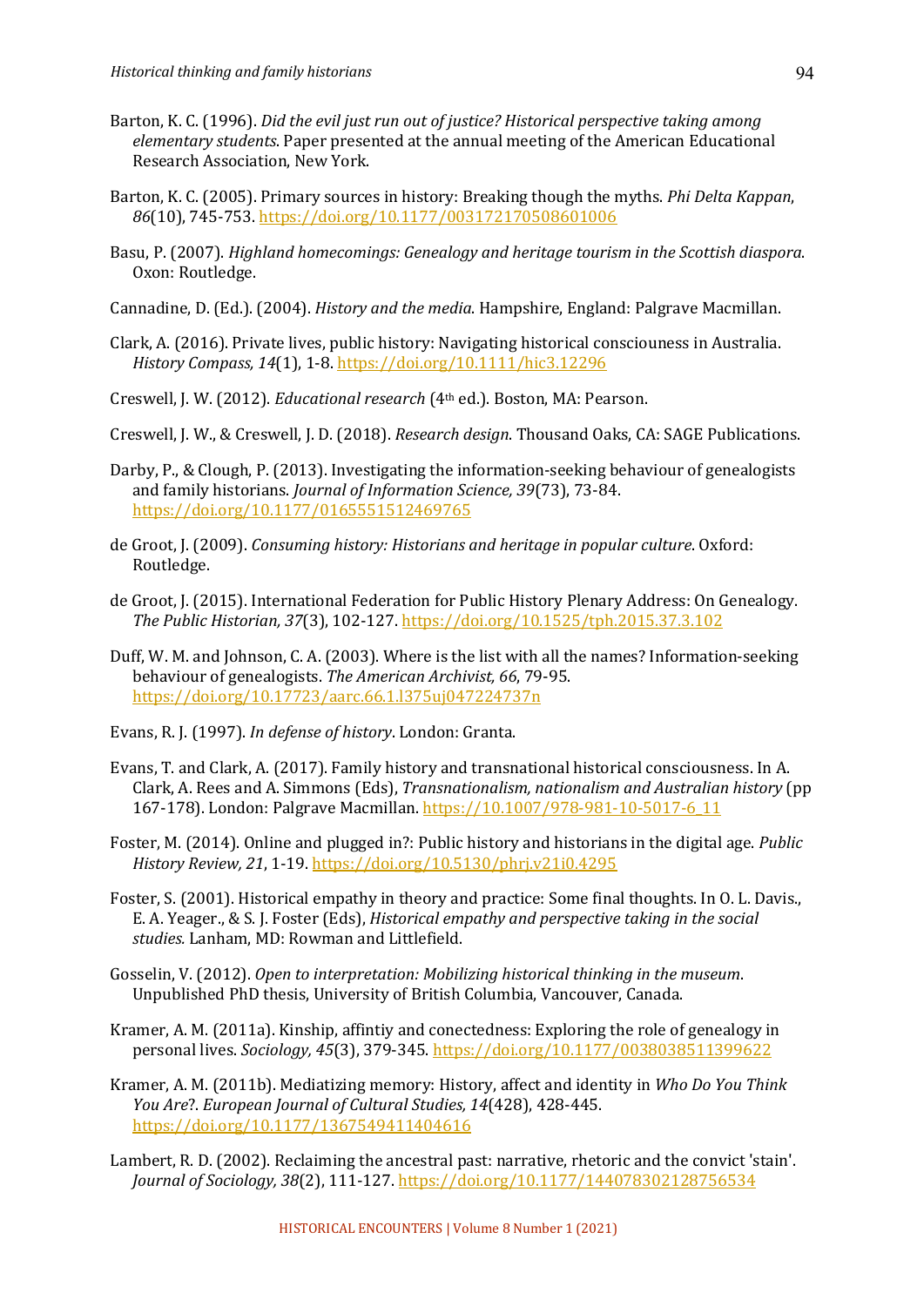Barton, K. C. (1996). *Did the evil just run out of justice? Historical perspective taking among elementary students*. Paper presented at the annual meeting of the American Educational Research Association, New York.

Barton, K. C. (2005). Primary sources in history: Breaking though the myths. *Phi Delta Kappan, 86*(10), 745-753. https://doi.org/10.1177/003172170508601006

Basu, P. (2007). *Highland homecomings: Genealogy and heritage tourism in the Scottish diaspora*. Oxon: Routledge.

Cannadine, D. (Ed.). (2004). *History and the media*. Hampshire, England: Palgrave Macmillan.

Clark, A. (2016). Private lives, public history: Navigating historical conscioiuness in Australia. *History Compass, 14*(1), 1-8. https://doi.org/10.1111/hic3.12296

Creswell, J. W. (2012). *Educational research* (4th ed.). Boston, MA: Pearson.

Creswell, J. W., & Creswell, J. D. (2018). *Research design*. Thousand Oaks, CA: SAGE Publications.

Darby, P., & Clough, P. (2013). Investigating the information-seeking behaviour of genealogists and family historians. *Journal of Information Science, 39*(73), 73-84. https://doi.org/10.1177/0165551512469765

de Groot, J. (2009). *Consuming history: Historians and heritage in popular culture*. Oxford: Routledge.

de Groot, J. (2015). International Federation for Public History Plenary Address: On Genealogy. *The Public Historian, 37*(3), 102-127. https://doi.org/10.1525/tph.2015.37.3.102

Duff, W. M. and Johnson, C. A. (2003). Where is the list with all the names? Information-seeking behaviour of genealogists. *The American Archivist, 66*, 79-95. https://doi.org/10.17723/aarc.66.1.l375uj047224737n

Evans, R. J. (1997). *In defense of history*. London: Granta.

Evans, T. and Clark, A. (2017). Family history and transnational historical consciousness. In A. Clark, A. Rees and A. Simmons (Eds), *Transnationalism, nationalism and Australian history* (pp 167-178). London: Palgrave Macmillan. https://10.1007/978-981-10-5017-6_11

Foster, M. (2014). Online and plugged in?: Public history and historians in the digital age. *Public History Review, 21*, 1-19. https://doi.org/10.5130/phrj.v21i0.4295

Foster, S. (2001). Historical empathy in theory and practice: Some final thoughts. In O. L. Davis., E. A. Yeager., & S. J. Foster (Eds), *Historical empathy and perspective taking in the social studies.* Lanham, MD: Rowman and Littlefield.

Gosselin, V. (2012). *Open to interpretation: Mobilizing historical thinking in the museum*. Unpublished PhD thesis, University of British Columbia, Vancouver, Canada.

Kramer, A. M. (2011a). Kinship, affintiy and conectedness: Exploring the role of genealogy in personal lives. *Sociology, 45*(3), 379-345. https://doi.org/10.1177/0038038511399622

Kramer, A. M. (2011b). Mediatizing memory: History, affect and identity in *Who Do You Think You Are*?. *European Journal of Cultural Studies, 14*(428), 428-445. https://doi.org/10.1177/1367549411404616

Lambert, R. D. (2002). Reclaiming the ancestral past: narrative, rhetoric and the convict 'stain'. *Journal of Sociology, 38*(2), 111-127. https://doi.org/10.1177/144078302128756534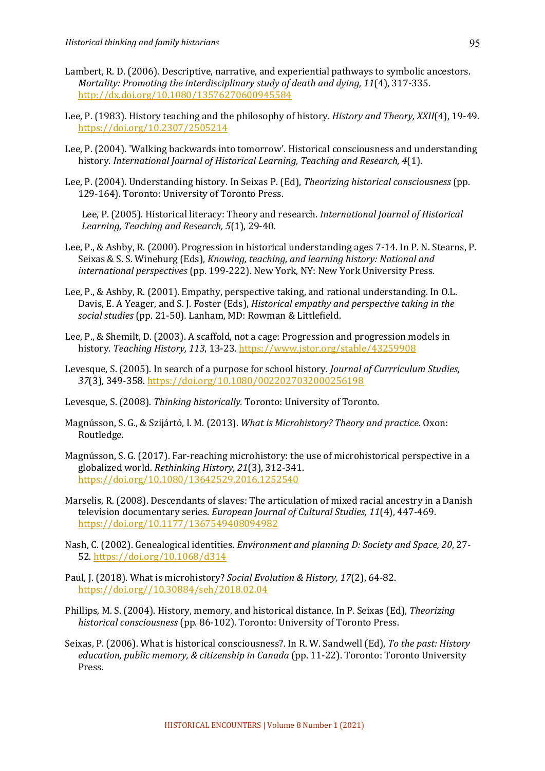Lambert, R. D. (2006). Descriptive, narrative, and experiential pathways to symbolic ancestors. *Mortality: Promoting the interdisciplinary study of death and dying, 11*(4), 317-335. http://dx.doi.org/10.1080/13576270600945584

Lee, P. (1983). History teaching and the philosophy of history. *History and Theory, XXII*(4), 19-49. https://doi.org/10.2307/2505214

Lee, P. (2004). 'Walking backwards into tomorrow'. Historical consciousness and understanding history. *International Journal of Historical Learning, Teaching and Research, 4*(1).

Lee, P. (2004). Understanding history. In Seixas P. (Ed), *Theorizing historical consciousness* (pp. 129-164). Toronto: University of Toronto Press.

Lee, P. (2005). Historical literacy: Theory and research. *International Journal of Historical Learning, Teaching and Research, 5*(1), 29-40.

Lee, P., & Ashby, R. (2000). Progression in historical understanding ages 7-14. In P. N. Stearns, P. Seixas & S. S. Wineburg (Eds), *Knowing, teaching, and learning history: National and international perspectives* (pp. 199-222). New York, NY: New York University Press.

Lee, P., & Ashby, R. (2001). Empathy, perspective taking, and rational understanding. In O.L. Davis, E. A Yeager, and S. J. Foster (Eds), *Historical empathy and perspective taking in the social studies* (pp. 21-50). Lanham, MD: Rowman & Littlefield.

Lee, P., & Shemilt, D. (2003). A scaffold, not a cage: Progression and progression models in history. *Teaching History, 113*, 13-23. https://www.jstor.org/stable/43259908

Levesque, S. (2005). In search of a purpose for school history. *Journal of Currriculum Studies, 37*(3), 349-358. https://doi.org/10.1080/0022027032000256198

Levesque, S. (2008). *Thinking historically.* Toronto: University of Toronto.

Magnússon, S. G., & Szijártó, I. M. (2013). *What is Microhistory? Theory and practice*. Oxon: Routledge.

Magnússon, S. G. (2017). Far-reaching microhistory: the use of microhistorical perspective in a globalized world. *Rethinking History, 21*(3), 312-341. https://doi.org/10.1080/13642529.2016.1252540

Marselis, R. (2008). Descendants of slaves: The articulation of mixed racial ancestry in a Danish television documentary series. *European Journal of Cultural Studies, 11*(4), 447-469. https://doi.org/10.1177/1367549408094982

Nash, C. (2002). Genealogical identities. *Environment and planning D: Society and Space, 20*, 27-52. https://doi.org/10.1068/d314

Paul, J. (2018). What is microhistory? *Social Evolution & History, 17*(2), 64-82. https://doi.org//10.30884/seh/2018.02.04

Phillips, M. S. (2004). History, memory, and historical distance. In P. Seixas (Ed), *Theorizing historical consciousness* (pp. 86-102). Toronto: University of Toronto Press.

Seixas, P. (2006). What is historical consciousness?. In R. W. Sandwell (Ed), *To the past: History education, public memory, & citizenship in Canada* (pp. 11-22). Toronto: Toronto University Press.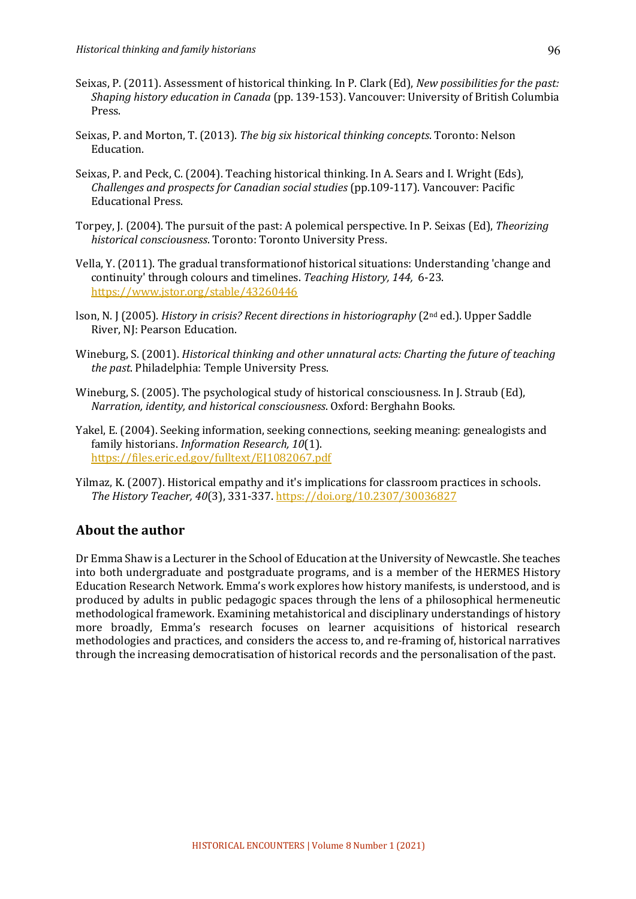Seixas, P. (2011). Assessment of historical thinking. In P. Clark (Ed), *New possibilities for the past: Shaping history education in Canada* (pp. 139-153). Vancouver: University of British Columbia Press.

Seixas, P. and Morton, T. (2013). *The big six historical thinking concepts*. Toronto: Nelson Education.

Seixas, P. and Peck, C. (2004). Teaching historical thinking. In A. Sears and I. Wright (Eds), *Challenges and prospects for Canadian social studies* (pp.109-117). Vancouver: Pacific Educational Press.

Torpey, J. (2004). The pursuit of the past: A polemical perspective. In P. Seixas (Ed), *Theorizing historical consciousness*. Toronto: Toronto University Press.

Vella, Y. (2011). The gradual transformationof historical situations: Understanding 'change and continuity' through colours and timelines. *Teaching History, 144,* 6-23. https://www.jstor.org/stable/43260446

lson, N. J (2005). *History in crisis? Recent directions in historiography* (2nd ed.). Upper Saddle River, NJ: Pearson Education.

Wineburg, S. (2001). *Historical thinking and other unnatural acts: Charting the future of teaching the past*. Philadelphia: Temple University Press.

Wineburg, S. (2005). The psychological study of historical consciousness. In J. Straub (Ed), *Narration, identity, and historical consciousness*. Oxford: Berghahn Books.

Yakel, E. (2004). Seeking information, seeking connections, seeking meaning: genealogists and family historians. *Information Research, 10*(1). https://files.eric.ed.gov/fulltext/EJ1082067.pdf

Yilmaz, K. (2007). Historical empathy and it's implications for classroom practices in schools. *The History Teacher, 40*(3), 331-337. https://doi.org/10.2307/30036827

## About the author

Dr Emma Shaw is a Lecturer in the School of Education at the University of Newcastle. She teaches into both undergraduate and postgraduate programs, and is a member of the HERMES History Education Research Network. Emma's work explores how history manifests, is understood, and is produced by adults in public pedagogic spaces through the lens of a philosophical hermeneutic methodological framework. Examining metahistorical and disciplinary understandings of history more broadly, Emma's research focuses on learner acquisitions of historical research methodologies and practices, and considers the access to, and re-framing of, historical narratives through the increasing democratisation of historical records and the personalisation of the past.